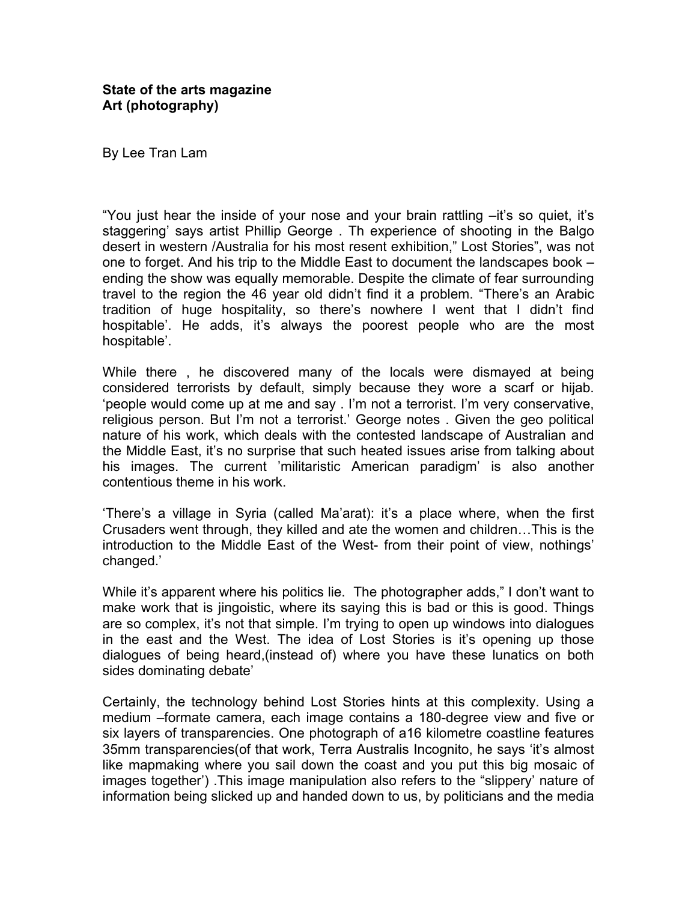**State of the arts magazine**
**Art (photography)**

By Lee Tran Lam

"You just hear the inside of your nose and your brain rattling –it's so quiet, it's staggering' says artist Phillip George . Th experience of shooting in the Balgo desert in western /Australia for his most resent exhibition," Lost Stories", was not one to forget. And his trip to the Middle East to document the landscapes book – ending the show was equally memorable. Despite the climate of fear surrounding travel to the region the 46 year old didn't find it a problem. "There's an Arabic tradition of huge hospitality, so there's nowhere I went that I didn't find hospitable'. He adds, it's always the poorest people who are the most hospitable'.

While there , he discovered many of the locals were dismayed at being considered terrorists by default, simply because they wore a scarf or hijab. 'people would come up at me and say . I'm not a terrorist. I'm very conservative, religious person. But I'm not a terrorist.' George notes . Given the geo political nature of his work, which deals with the contested landscape of Australian and the Middle East, it's no surprise that such heated issues arise from talking about his images. The current 'militaristic American paradigm' is also another contentious theme in his work.

'There's a village in Syria (called Ma'arat): it's a place where, when the first Crusaders went through, they killed and ate the women and children…This is the introduction to the Middle East of the West- from their point of view, nothings' changed.'

While it's apparent where his politics lie. The photographer adds," I don't want to make work that is jingoistic, where its saying this is bad or this is good. Things are so complex, it's not that simple. I'm trying to open up windows into dialogues in the east and the West. The idea of Lost Stories is it's opening up those dialogues of being heard,(instead of) where you have these lunatics on both sides dominating debate'

Certainly, the technology behind Lost Stories hints at this complexity. Using a medium –formate camera, each image contains a 180-degree view and five or six layers of transparencies. One photograph of a16 kilometre coastline features 35mm transparencies(of that work, Terra Australis Incognito, he says 'it's almost like mapmaking where you sail down the coast and you put this big mosaic of images together') .This image manipulation also refers to the "slippery' nature of information being slicked up and handed down to us, by politicians and the media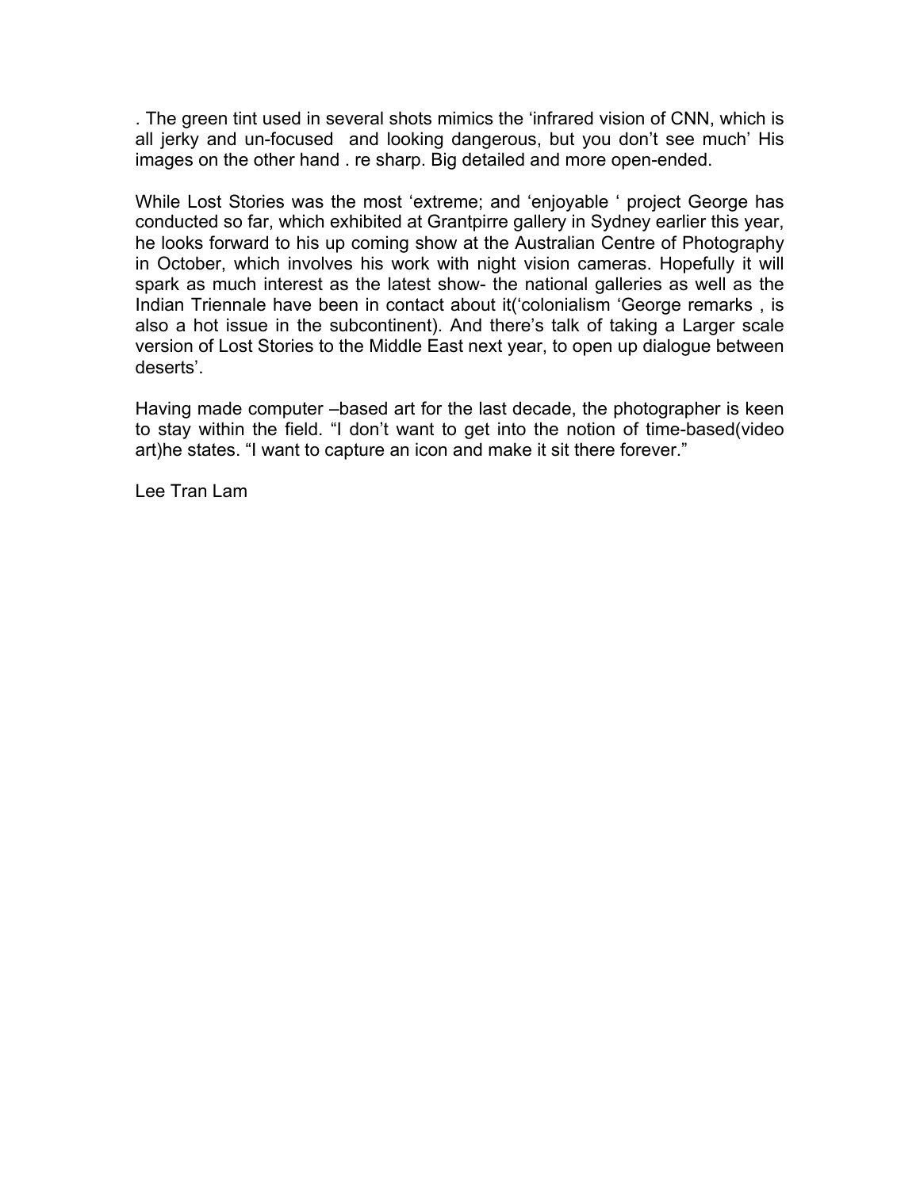. The green tint used in several shots mimics the 'infrared vision of CNN, which is all jerky and un-focused  and looking dangerous, but you don't see much' His images on the other hand . re sharp. Big detailed and more open-ended.

While Lost Stories was the most 'extreme; and 'enjoyable ' project George has conducted so far, which exhibited at Grantpirre gallery in Sydney earlier this year, he looks forward to his up coming show at the Australian Centre of Photography in October, which involves his work with night vision cameras. Hopefully it will spark as much interest as the latest show- the national galleries as well as the Indian Triennale have been in contact about it('colonialism 'George remarks , is also a hot issue in the subcontinent). And there's talk of taking a Larger scale version of Lost Stories to the Middle East next year, to open up dialogue between deserts'.

Having made computer –based art for the last decade, the photographer is keen to stay within the field. "I don't want to get into the notion of time-based(video art)he states. "I want to capture an icon and make it sit there forever."

Lee Tran Lam